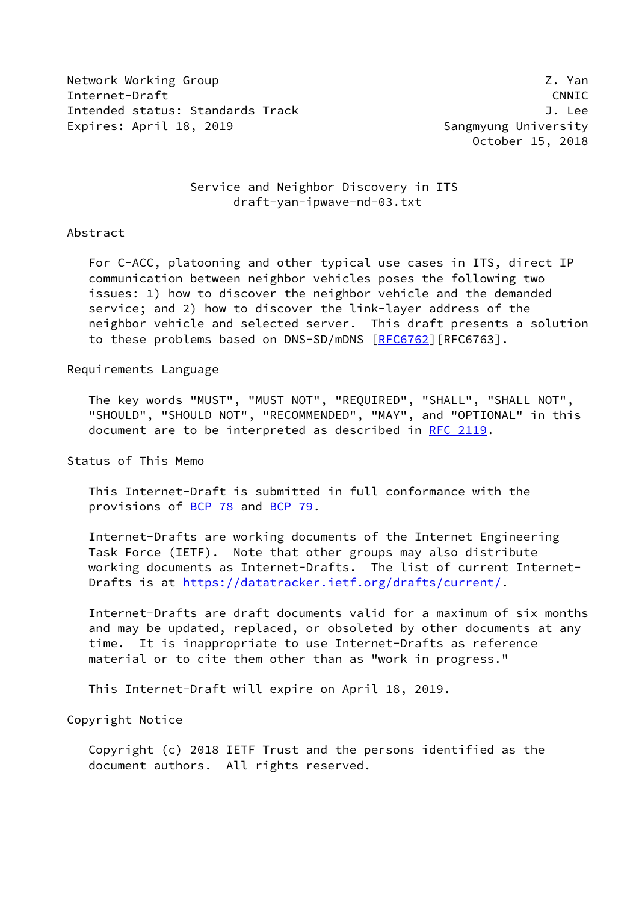Network Working Group Z. Yan
Internet-Draft CNNIC
Intended status: Standards Track J. Lee
Expires: April 18, 2019 Sangmyung University
October 15, 2018

# Service and Neighbor Discovery in ITS
## draft-yan-ipwave-nd-03.txt

## Abstract

For C-ACC, platooning and other typical use cases in ITS, direct IP communication between neighbor vehicles poses the following two issues: 1) how to discover the neighbor vehicle and the demanded service; and 2) how to discover the link-layer address of the neighbor vehicle and selected server. This draft presents a solution to these problems based on DNS-SD/mDNS [RFC6762][RFC6763].

## Requirements Language

The key words "MUST", "MUST NOT", "REQUIRED", "SHALL", "SHALL NOT", "SHOULD", "SHOULD NOT", "RECOMMENDED", "MAY", and "OPTIONAL" in this document are to be interpreted as described in RFC 2119.

## Status of This Memo

This Internet-Draft is submitted in full conformance with the provisions of BCP 78 and BCP 79.

Internet-Drafts are working documents of the Internet Engineering Task Force (IETF). Note that other groups may also distribute working documents as Internet-Drafts. The list of current Internet-Drafts is at https://datatracker.ietf.org/drafts/current/.

Internet-Drafts are draft documents valid for a maximum of six months and may be updated, replaced, or obsoleted by other documents at any time. It is inappropriate to use Internet-Drafts as reference material or to cite them other than as "work in progress."

This Internet-Draft will expire on April 18, 2019.

## Copyright Notice

Copyright (c) 2018 IETF Trust and the persons identified as the document authors. All rights reserved.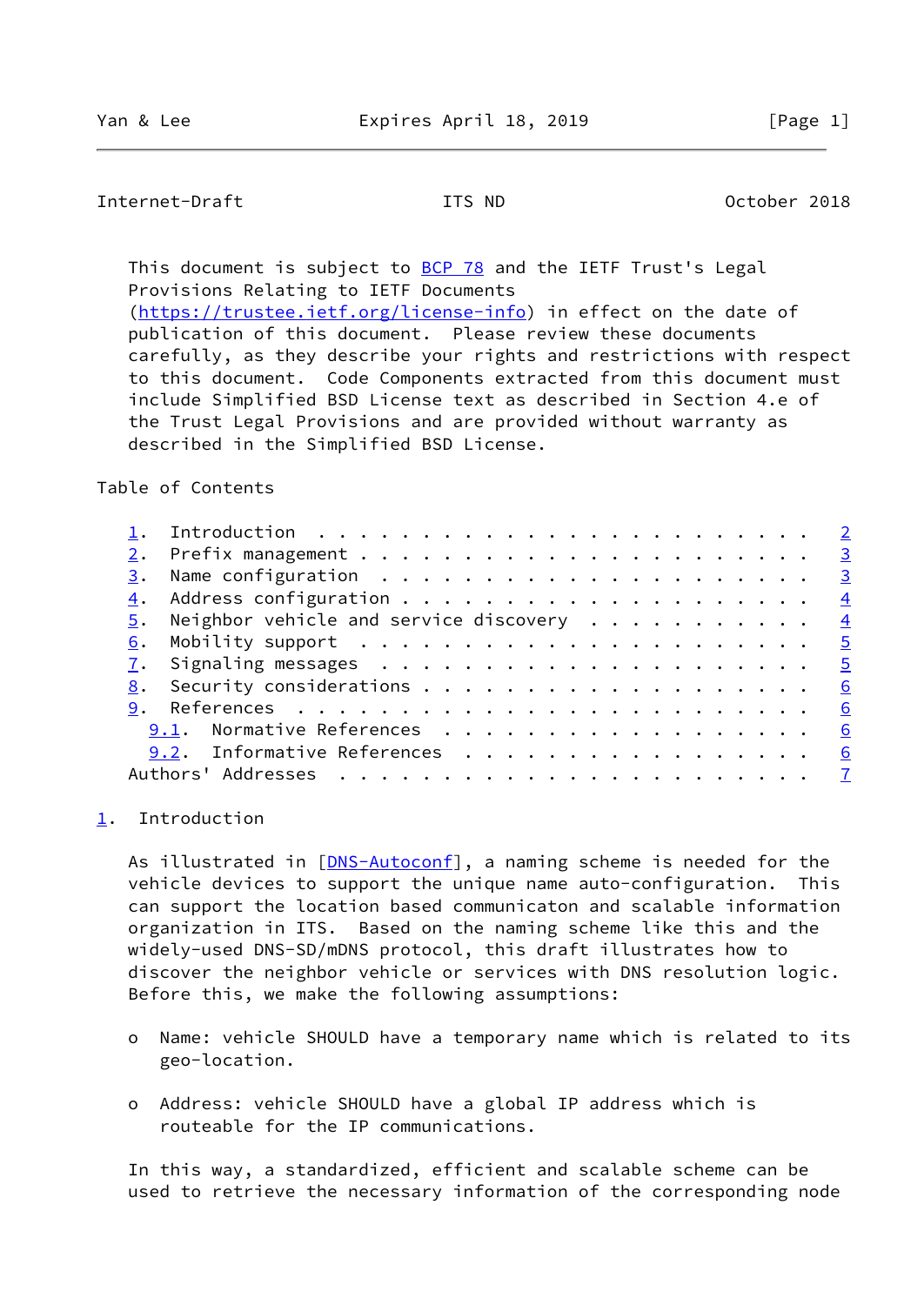This document is subject to BCP 78 and the IETF Trust's Legal Provisions Relating to IETF Documents (https://trustee.ietf.org/license-info) in effect on the date of publication of this document. Please review these documents carefully, as they describe your rights and restrictions with respect to this document. Code Components extracted from this document must include Simplified BSD License text as described in Section 4.e of the Trust Legal Provisions and are provided without warranty as described in the Simplified BSD License.

Table of Contents

1. Introduction . . . . . . . . . . . . . . . . . . . . . . . . 2
2. Prefix management . . . . . . . . . . . . . . . . . . . . . . 3
3. Name configuration . . . . . . . . . . . . . . . . . . . . . 3
4. Address configuration . . . . . . . . . . . . . . . . . . . . 4
5. Neighbor vehicle and service discovery . . . . . . . . . . . 4
6. Mobility support . . . . . . . . . . . . . . . . . . . . . . 5
7. Signaling messages . . . . . . . . . . . . . . . . . . . . . 5
8. Security considerations . . . . . . . . . . . . . . . . . . . 6
9. References . . . . . . . . . . . . . . . . . . . . . . . . . 6
   9.1. Normative References . . . . . . . . . . . . . . . . . . 6
   9.2. Informative References . . . . . . . . . . . . . . . . . 6
Authors' Addresses . . . . . . . . . . . . . . . . . . . . . . . 7

## 1. Introduction

As illustrated in [DNS-Autoconf], a naming scheme is needed for the vehicle devices to support the unique name auto-configuration. This can support the location based communicaton and scalable information organization in ITS. Based on the naming scheme like this and the widely-used DNS-SD/mDNS protocol, this draft illustrates how to discover the neighbor vehicle or services with DNS resolution logic. Before this, we make the following assumptions:

- Name: vehicle SHOULD have a temporary name which is related to its geo-location.

- Address: vehicle SHOULD have a global IP address which is routeable for the IP communications.

In this way, a standardized, efficient and scalable scheme can be used to retrieve the necessary information of the corresponding node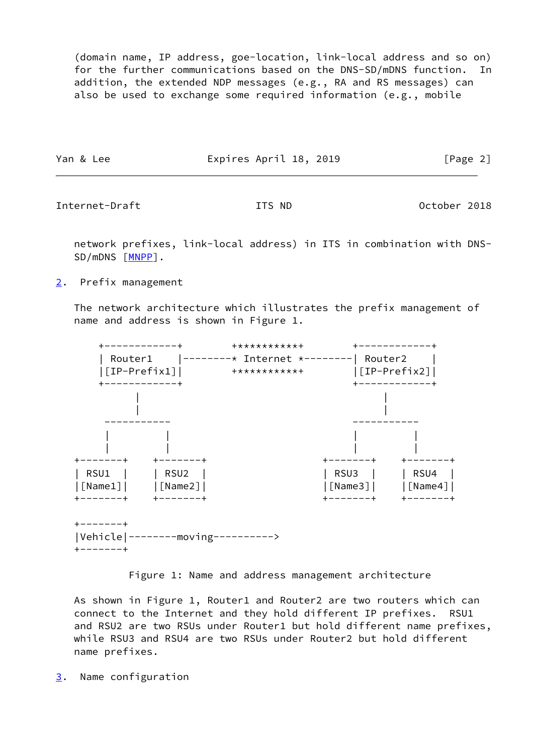(domain name, IP address, goe-location, link-local address and so on) for the further communications based on the DNS-SD/mDNS function. In addition, the extended NDP messages (e.g., RA and RS messages) can also be used to exchange some required information (e.g., mobile network prefixes, link-local address) in ITS in combination with DNS-SD/mDNS [MNPP].

## 2. Prefix management

The network architecture which illustrates the prefix management of name and address is shown in Figure 1.

```
     +------------+        ***********        +------------+
     | Router1    |--------* Internet *--------| Router2    |
     |[IP-Prefix1]|        ***********        |[IP-Prefix2]|
     +------------+                           +------------+
           |                                        |
           |                                        |
      -----------                              -----------
      |         |                              |         |
      |         |                              |         |
 +-------+    +-------+                   +-------+    +-------+
 | RSU1  |    | RSU2  |                   | RSU3  |    | RSU4  |
 |[Name1]|    |[Name2]|                   |[Name3]|    |[Name4]|
 +-------+    +-------+                   +-------+    +-------+

 +-------+
 |Vehicle|--------moving---------->
 +-------+
```

Figure 1: Name and address management architecture

As shown in Figure 1, Router1 and Router2 are two routers which can connect to the Internet and they hold different IP prefixes. RSU1 and RSU2 are two RSUs under Router1 but hold different name prefixes, while RSU3 and RSU4 are two RSUs under Router2 but hold different name prefixes.

## 3. Name configuration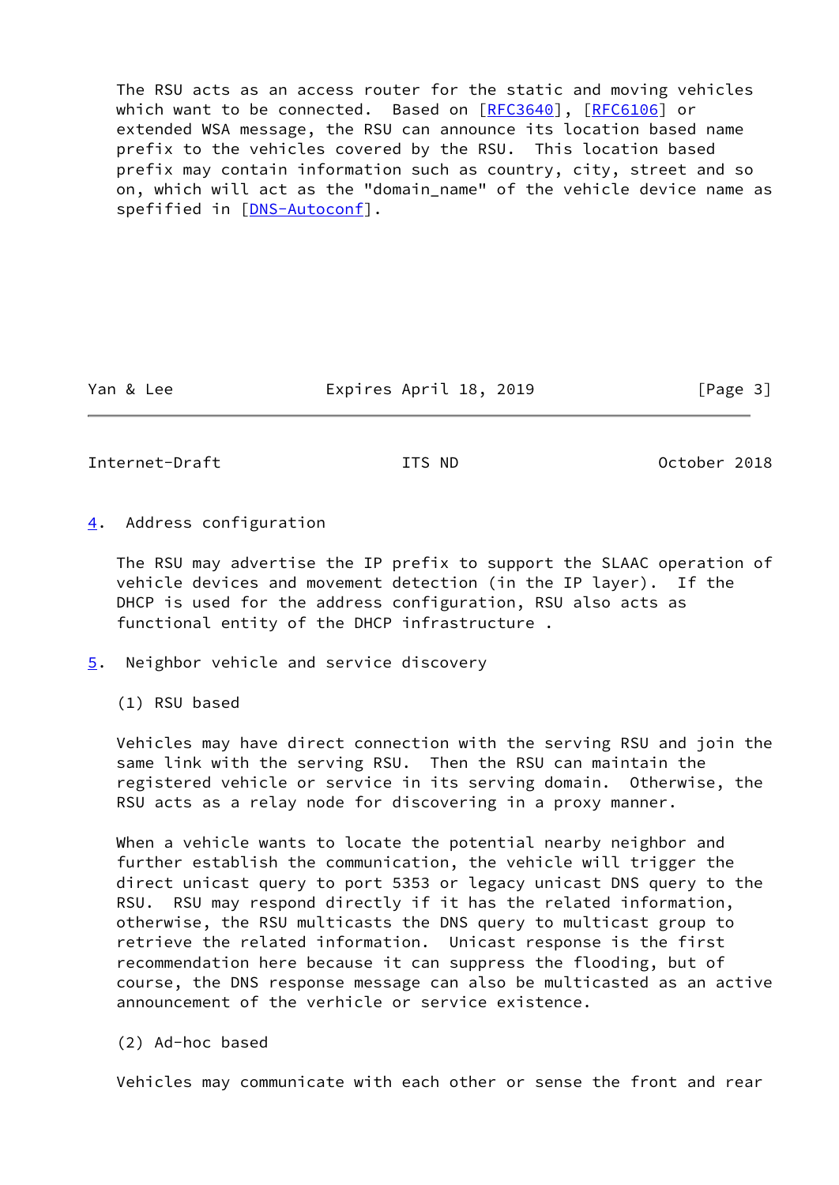The RSU acts as an access router for the static and moving vehicles which want to be connected. Based on [RFC3640], [RFC6106] or extended WSA message, the RSU can announce its location based name prefix to the vehicles covered by the RSU. This location based prefix may contain information such as country, city, street and so on, which will act as the "domain_name" of the vehicle device name as spefified in [DNS-Autoconf].

## 4. Address configuration

The RSU may advertise the IP prefix to support the SLAAC operation of vehicle devices and movement detection (in the IP layer). If the DHCP is used for the address configuration, RSU also acts as functional entity of the DHCP infrastructure .

## 5. Neighbor vehicle and service discovery

(1) RSU based

Vehicles may have direct connection with the serving RSU and join the same link with the serving RSU. Then the RSU can maintain the registered vehicle or service in its serving domain. Otherwise, the RSU acts as a relay node for discovering in a proxy manner.

When a vehicle wants to locate the potential nearby neighbor and further establish the communication, the vehicle will trigger the direct unicast query to port 5353 or legacy unicast DNS query to the RSU. RSU may respond directly if it has the related information, otherwise, the RSU multicasts the DNS query to multicast group to retrieve the related information. Unicast response is the first recommendation here because it can suppress the flooding, but of course, the DNS response message can also be multicasted as an active announcement of the verhicle or service existence.

(2) Ad-hoc based

Vehicles may communicate with each other or sense the front and rear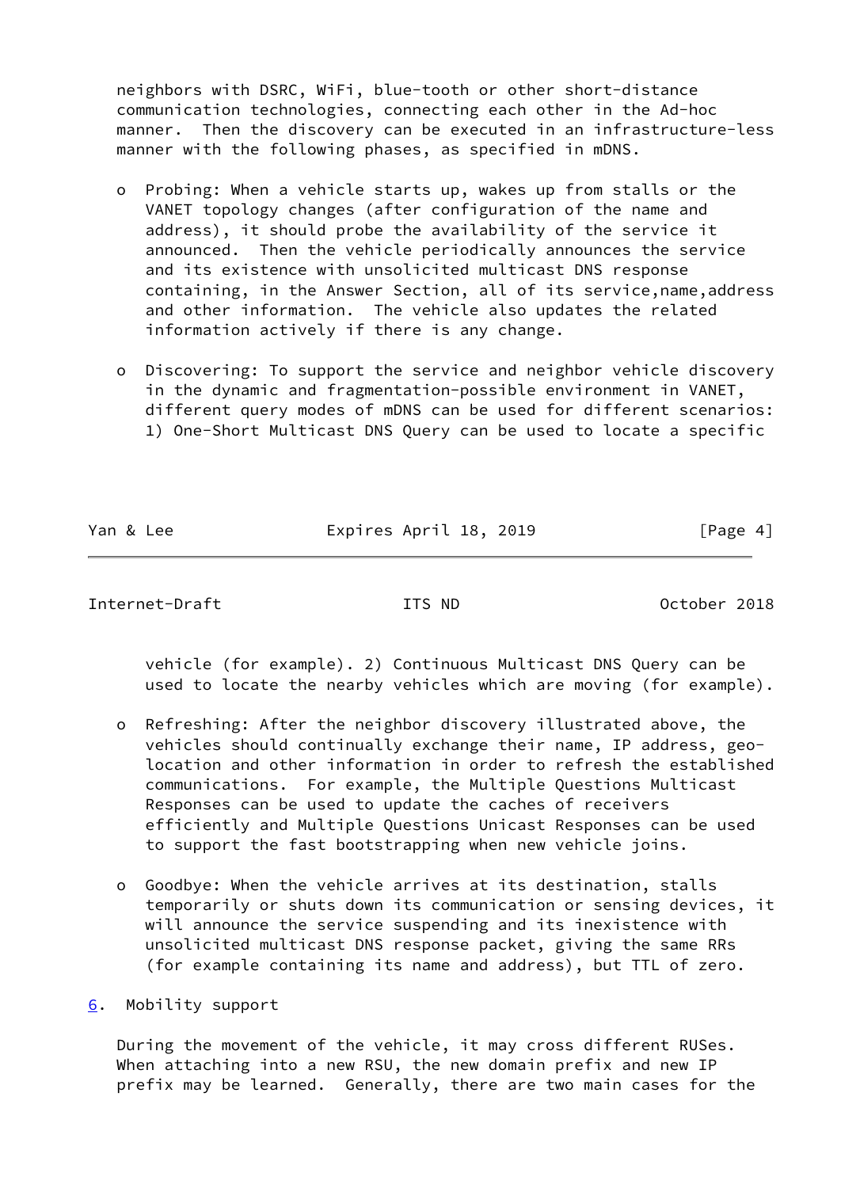neighbors with DSRC, WiFi, blue-tooth or other short-distance communication technologies, connecting each other in the Ad-hoc manner. Then the discovery can be executed in an infrastructure-less manner with the following phases, as specified in mDNS.

- Probing: When a vehicle starts up, wakes up from stalls or the VANET topology changes (after configuration of the name and address), it should probe the availability of the service it announced. Then the vehicle periodically announces the service and its existence with unsolicited multicast DNS response containing, in the Answer Section, all of its service,name,address and other information. The vehicle also updates the related information actively if there is any change.

- Discovering: To support the service and neighbor vehicle discovery in the dynamic and fragmentation-possible environment in VANET, different query modes of mDNS can be used for different scenarios: 1) One-Short Multicast DNS Query can be used to locate a specific vehicle (for example). 2) Continuous Multicast DNS Query can be used to locate the nearby vehicles which are moving (for example).

- Refreshing: After the neighbor discovery illustrated above, the vehicles should continually exchange their name, IP address, geo-location and other information in order to refresh the established communications. For example, the Multiple Questions Multicast Responses can be used to update the caches of receivers efficiently and Multiple Questions Unicast Responses can be used to support the fast bootstrapping when new vehicle joins.

- Goodbye: When the vehicle arrives at its destination, stalls temporarily or shuts down its communication or sensing devices, it will announce the service suspending and its inexistence with unsolicited multicast DNS response packet, giving the same RRs (for example containing its name and address), but TTL of zero.

## 6. Mobility support

During the movement of the vehicle, it may cross different RUSes. When attaching into a new RSU, the new domain prefix and new IP prefix may be learned. Generally, there are two main cases for the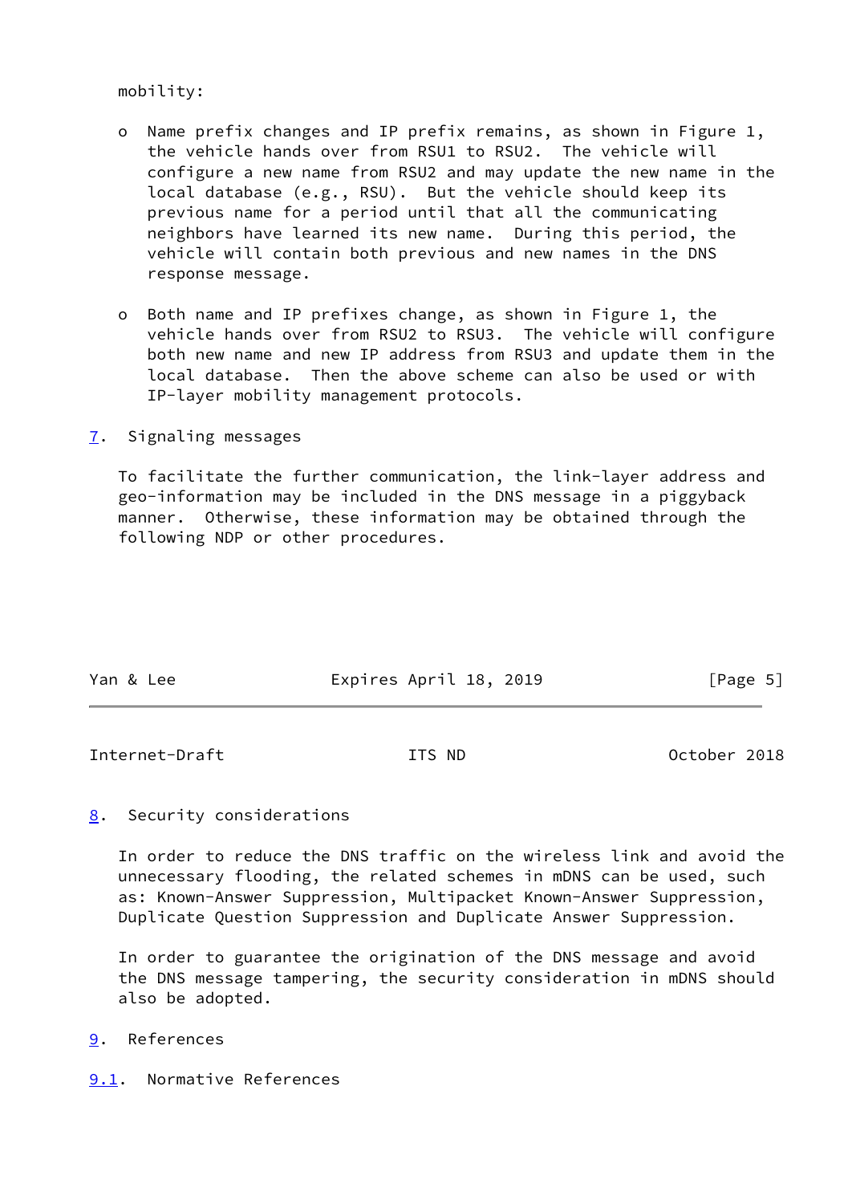mobility:

- Name prefix changes and IP prefix remains, as shown in Figure 1, the vehicle hands over from RSU1 to RSU2. The vehicle will configure a new name from RSU2 and may update the new name in the local database (e.g., RSU). But the vehicle should keep its previous name for a period until that all the communicating neighbors have learned its new name. During this period, the vehicle will contain both previous and new names in the DNS response message.

- Both name and IP prefixes change, as shown in Figure 1, the vehicle hands over from RSU2 to RSU3. The vehicle will configure both new name and new IP address from RSU3 and update them in the local database. Then the above scheme can also be used or with IP-layer mobility management protocols.

## 7. Signaling messages

To facilitate the further communication, the link-layer address and geo-information may be included in the DNS message in a piggyback manner. Otherwise, these information may be obtained through the following NDP or other procedures.

## 8. Security considerations

In order to reduce the DNS traffic on the wireless link and avoid the unnecessary flooding, the related schemes in mDNS can be used, such as: Known-Answer Suppression, Multipacket Known-Answer Suppression, Duplicate Question Suppression and Duplicate Answer Suppression.

In order to guarantee the origination of the DNS message and avoid the DNS message tampering, the security consideration in mDNS should also be adopted.

## 9. References

### 9.1. Normative References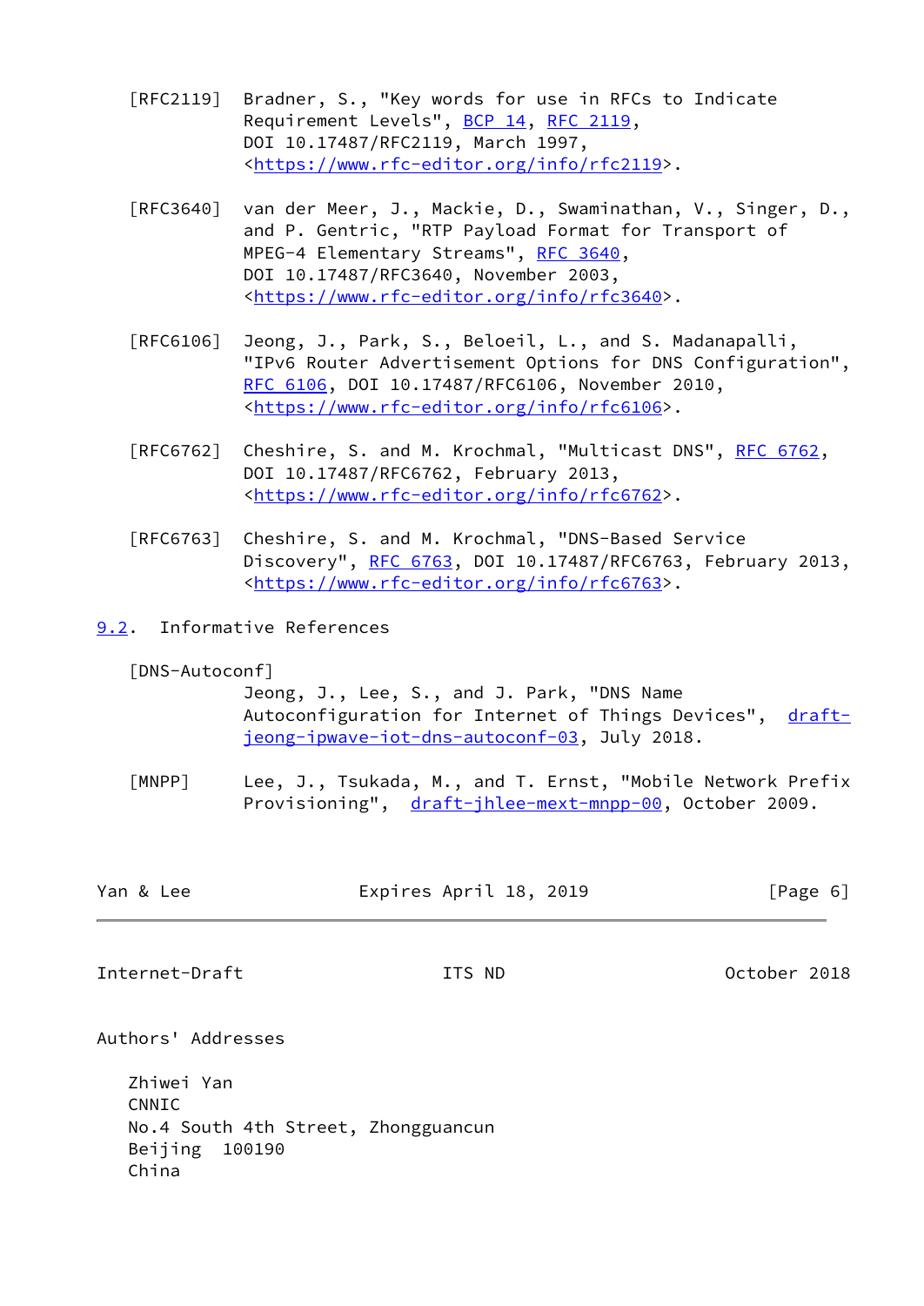[RFC2119] Bradner, S., "Key words for use in RFCs to Indicate Requirement Levels", BCP 14, RFC 2119, DOI 10.17487/RFC2119, March 1997, <https://www.rfc-editor.org/info/rfc2119>.

[RFC3640] van der Meer, J., Mackie, D., Swaminathan, V., Singer, D., and P. Gentric, "RTP Payload Format for Transport of MPEG-4 Elementary Streams", RFC 3640, DOI 10.17487/RFC3640, November 2003, <https://www.rfc-editor.org/info/rfc3640>.

[RFC6106] Jeong, J., Park, S., Beloeil, L., and S. Madanapalli, "IPv6 Router Advertisement Options for DNS Configuration", RFC 6106, DOI 10.17487/RFC6106, November 2010, <https://www.rfc-editor.org/info/rfc6106>.

[RFC6762] Cheshire, S. and M. Krochmal, "Multicast DNS", RFC 6762, DOI 10.17487/RFC6762, February 2013, <https://www.rfc-editor.org/info/rfc6762>.

[RFC6763] Cheshire, S. and M. Krochmal, "DNS-Based Service Discovery", RFC 6763, DOI 10.17487/RFC6763, February 2013, <https://www.rfc-editor.org/info/rfc6763>.

### 9.2. Informative References

[DNS-Autoconf] Jeong, J., Lee, S., and J. Park, "DNS Name Autoconfiguration for Internet of Things Devices", draft-jeong-ipwave-iot-dns-autoconf-03, July 2018.

[MNPP] Lee, J., Tsukada, M., and T. Ernst, "Mobile Network Prefix Provisioning", draft-jhlee-mext-mnpp-00, October 2009.

## Authors' Addresses

Zhiwei Yan
CNNIC
No.4 South 4th Street, Zhongguancun
Beijing 100190
China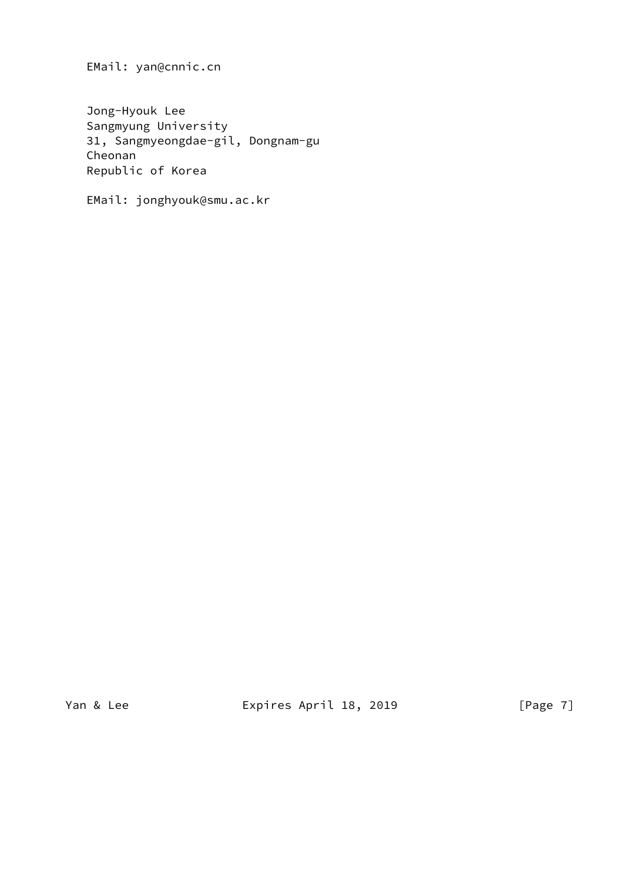EMail: yan@cnnic.cn

Jong-Hyouk Lee
Sangmyung University
31, Sangmyeongdae-gil, Dongnam-gu
Cheonan
Republic of Korea

EMail: jonghyouk@smu.ac.kr